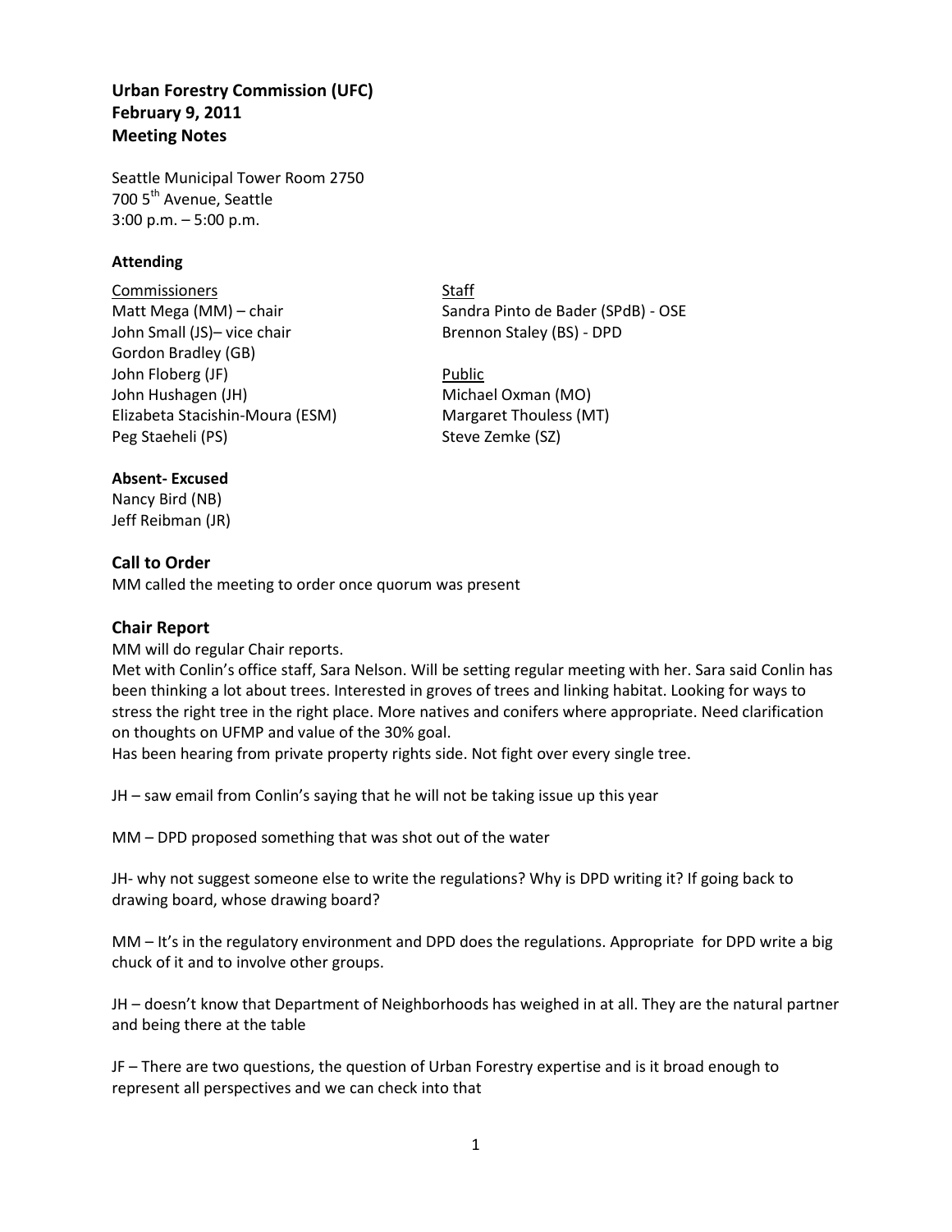**Urban Forestry Commission (UFC)**
**February 9, 2011**
**Meeting Notes**

Seattle Municipal Tower Room 2750
700 5th Avenue, Seattle
3:00 p.m. – 5:00 p.m.

**Attending**

Commissioners
Matt Mega (MM) – chair
John Small (JS)– vice chair
Gordon Bradley (GB)
John Floberg (JF)
John Hushagen (JH)
Elizabeta Stacishin-Moura (ESM)
Peg Staeheli (PS)

Staff
Sandra Pinto de Bader (SPdB) - OSE
Brennon Staley (BS) - DPD

Public
Michael Oxman (MO)
Margaret Thouless (MT)
Steve Zemke (SZ)

**Absent- Excused**
Nancy Bird (NB)
Jeff Reibman (JR)

## Call to Order

MM called the meeting to order once quorum was present

## Chair Report

MM will do regular Chair reports.
Met with Conlin's office staff, Sara Nelson. Will be setting regular meeting with her. Sara said Conlin has been thinking a lot about trees. Interested in groves of trees and linking habitat. Looking for ways to stress the right tree in the right place. More natives and conifers where appropriate. Need clarification on thoughts on UFMP and value of the 30% goal.
Has been hearing from private property rights side. Not fight over every single tree.

JH – saw email from Conlin's saying that he will not be taking issue up this year

MM – DPD proposed something that was shot out of the water

JH- why not suggest someone else to write the regulations? Why is DPD writing it? If going back to drawing board, whose drawing board?

MM – It's in the regulatory environment and DPD does the regulations. Appropriate for DPD write a big chuck of it and to involve other groups.

JH – doesn't know that Department of Neighborhoods has weighed in at all. They are the natural partner and being there at the table

JF – There are two questions, the question of Urban Forestry expertise and is it broad enough to represent all perspectives and we can check into that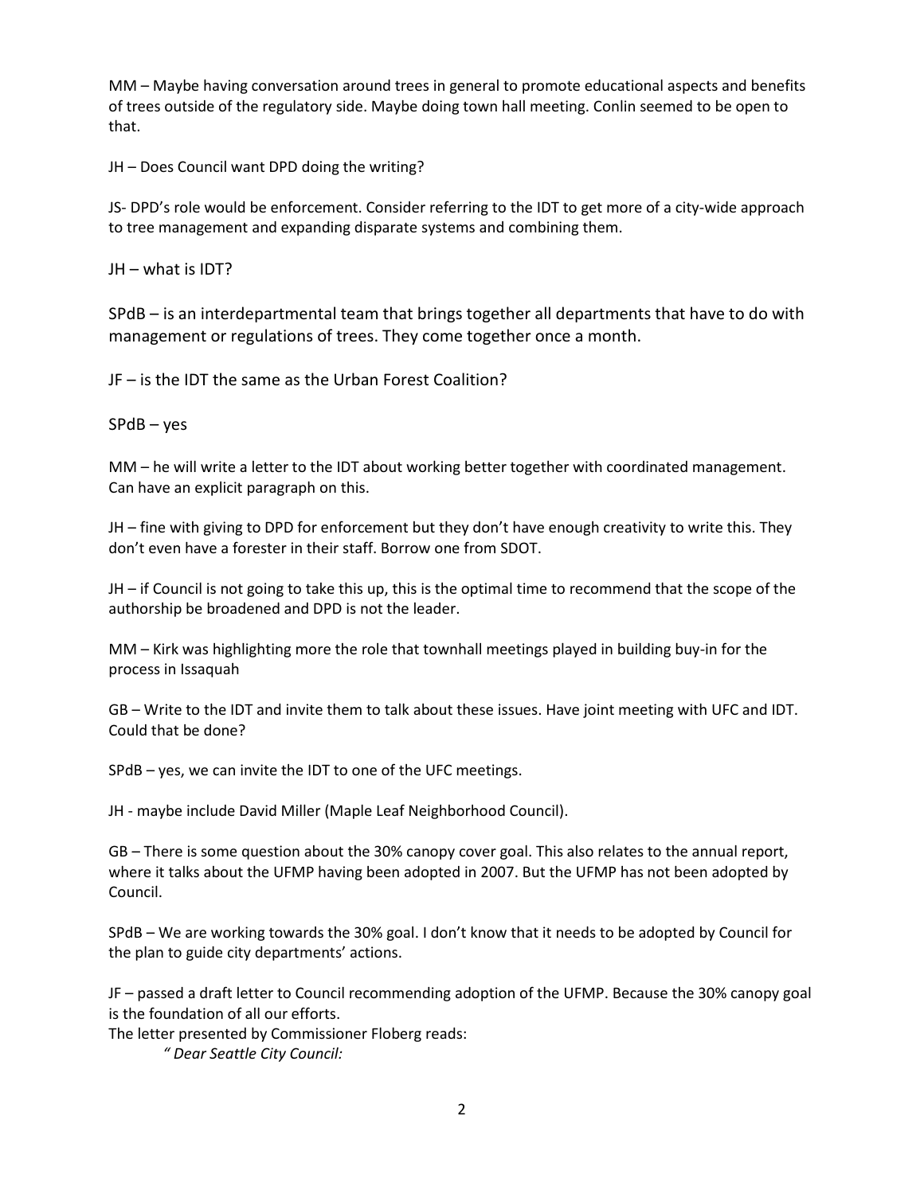MM – Maybe having conversation around trees in general to promote educational aspects and benefits of trees outside of the regulatory side. Maybe doing town hall meeting. Conlin seemed to be open to that.

JH – Does Council want DPD doing the writing?

JS- DPD's role would be enforcement. Consider referring to the IDT to get more of a city-wide approach to tree management and expanding disparate systems and combining them.

JH – what is IDT?

SPdB – is an interdepartmental team that brings together all departments that have to do with management or regulations of trees. They come together once a month.

JF – is the IDT the same as the Urban Forest Coalition?

SPdB – yes

MM – he will write a letter to the IDT about working better together with coordinated management. Can have an explicit paragraph on this.

JH – fine with giving to DPD for enforcement but they don't have enough creativity to write this. They don't even have a forester in their staff. Borrow one from SDOT.

JH – if Council is not going to take this up, this is the optimal time to recommend that the scope of the authorship be broadened and DPD is not the leader.

MM – Kirk was highlighting more the role that townhall meetings played in building buy-in for the process in Issaquah

GB – Write to the IDT and invite them to talk about these issues. Have joint meeting with UFC and IDT. Could that be done?

SPdB – yes, we can invite the IDT to one of the UFC meetings.

JH - maybe include David Miller (Maple Leaf Neighborhood Council).

GB – There is some question about the 30% canopy cover goal. This also relates to the annual report, where it talks about the UFMP having been adopted in 2007. But the UFMP has not been adopted by Council.

SPdB – We are working towards the 30% goal. I don't know that it needs to be adopted by Council for the plan to guide city departments' actions.

JF – passed a draft letter to Council recommending adoption of the UFMP. Because the 30% canopy goal is the foundation of all our efforts.

The letter presented by Commissioner Floberg reads:

> *" Dear Seattle City Council:*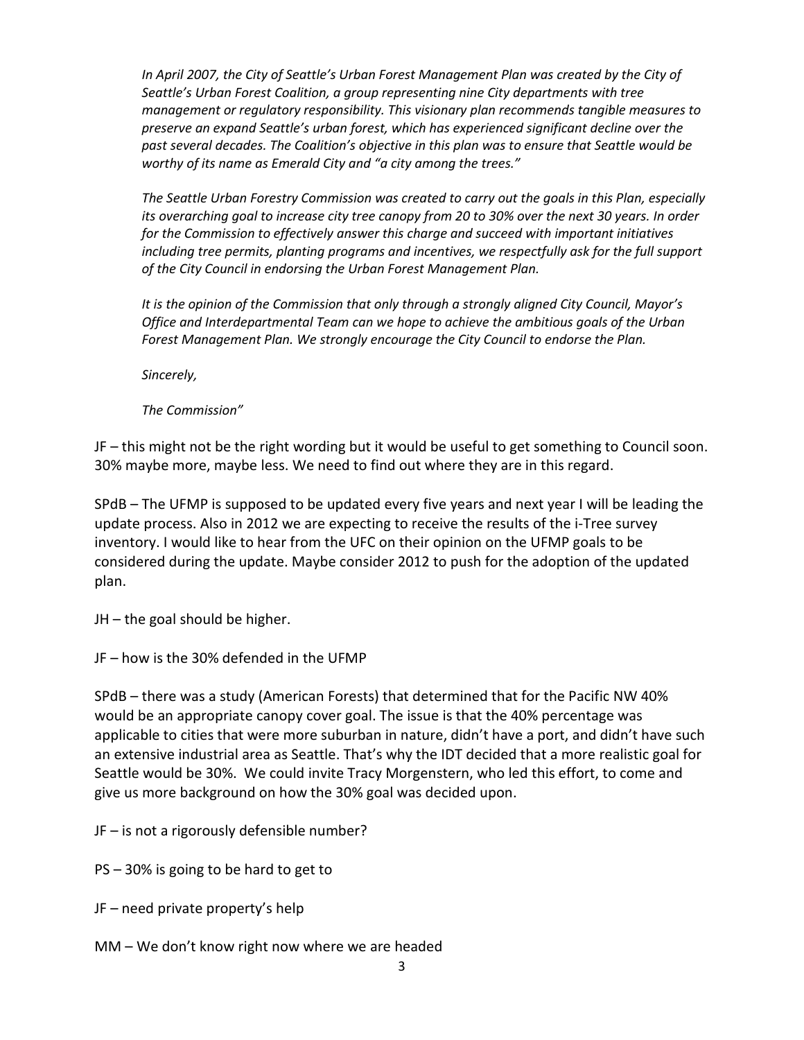*In April 2007, the City of Seattle's Urban Forest Management Plan was created by the City of Seattle's Urban Forest Coalition, a group representing nine City departments with tree management or regulatory responsibility. This visionary plan recommends tangible measures to preserve an expand Seattle's urban forest, which has experienced significant decline over the past several decades. The Coalition's objective in this plan was to ensure that Seattle would be worthy of its name as Emerald City and "a city among the trees."*

*The Seattle Urban Forestry Commission was created to carry out the goals in this Plan, especially its overarching goal to increase city tree canopy from 20 to 30% over the next 30 years. In order for the Commission to effectively answer this charge and succeed with important initiatives including tree permits, planting programs and incentives, we respectfully ask for the full support of the City Council in endorsing the Urban Forest Management Plan.*

*It is the opinion of the Commission that only through a strongly aligned City Council, Mayor's Office and Interdepartmental Team can we hope to achieve the ambitious goals of the Urban Forest Management Plan. We strongly encourage the City Council to endorse the Plan.*

*Sincerely,*

*The Commission"*

JF – this might not be the right wording but it would be useful to get something to Council soon. 30% maybe more, maybe less. We need to find out where they are in this regard.

SPdB – The UFMP is supposed to be updated every five years and next year I will be leading the update process. Also in 2012 we are expecting to receive the results of the i-Tree survey inventory. I would like to hear from the UFC on their opinion on the UFMP goals to be considered during the update. Maybe consider 2012 to push for the adoption of the updated plan.

JH – the goal should be higher.

JF – how is the 30% defended in the UFMP

SPdB – there was a study (American Forests) that determined that for the Pacific NW 40% would be an appropriate canopy cover goal. The issue is that the 40% percentage was applicable to cities that were more suburban in nature, didn't have a port, and didn't have such an extensive industrial area as Seattle. That's why the IDT decided that a more realistic goal for Seattle would be 30%. We could invite Tracy Morgenstern, who led this effort, to come and give us more background on how the 30% goal was decided upon.

JF – is not a rigorously defensible number?

PS – 30% is going to be hard to get to

JF – need private property's help

MM – We don't know right now where we are headed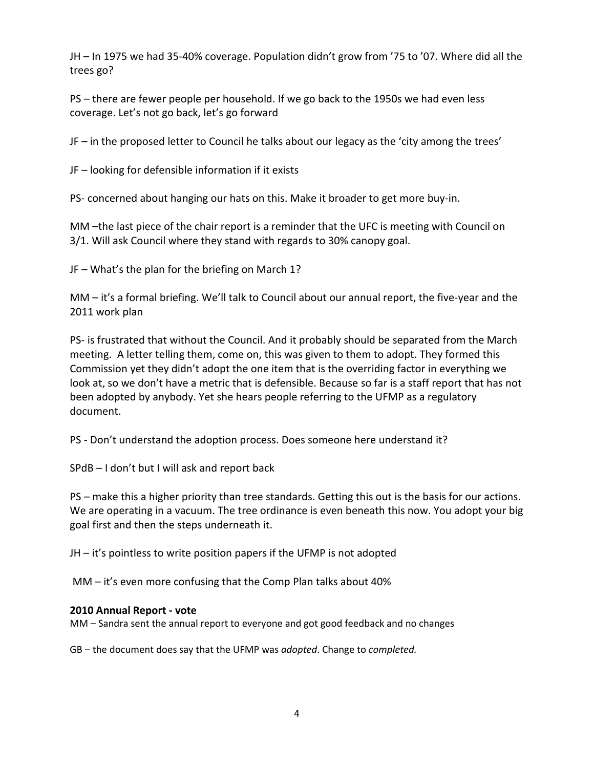JH – In 1975 we had 35-40% coverage. Population didn't grow from '75 to '07. Where did all the trees go?

PS – there are fewer people per household. If we go back to the 1950s we had even less coverage. Let's not go back, let's go forward

JF – in the proposed letter to Council he talks about our legacy as the 'city among the trees'

JF – looking for defensible information if it exists

PS- concerned about hanging our hats on this. Make it broader to get more buy-in.

MM –the last piece of the chair report is a reminder that the UFC is meeting with Council on 3/1. Will ask Council where they stand with regards to 30% canopy goal.

JF – What's the plan for the briefing on March 1?

MM – it's a formal briefing. We'll talk to Council about our annual report, the five-year and the 2011 work plan

PS- is frustrated that without the Council. And it probably should be separated from the March meeting. A letter telling them, come on, this was given to them to adopt. They formed this Commission yet they didn't adopt the one item that is the overriding factor in everything we look at, so we don't have a metric that is defensible. Because so far is a staff report that has not been adopted by anybody. Yet she hears people referring to the UFMP as a regulatory document.

PS - Don't understand the adoption process. Does someone here understand it?

SPdB – I don't but I will ask and report back

PS – make this a higher priority than tree standards. Getting this out is the basis for our actions. We are operating in a vacuum. The tree ordinance is even beneath this now. You adopt your big goal first and then the steps underneath it.

JH – it's pointless to write position papers if the UFMP is not adopted

MM – it's even more confusing that the Comp Plan talks about 40%

**2010 Annual Report - vote**

MM – Sandra sent the annual report to everyone and got good feedback and no changes

GB – the document does say that the UFMP was *adopted*. Change to *completed.*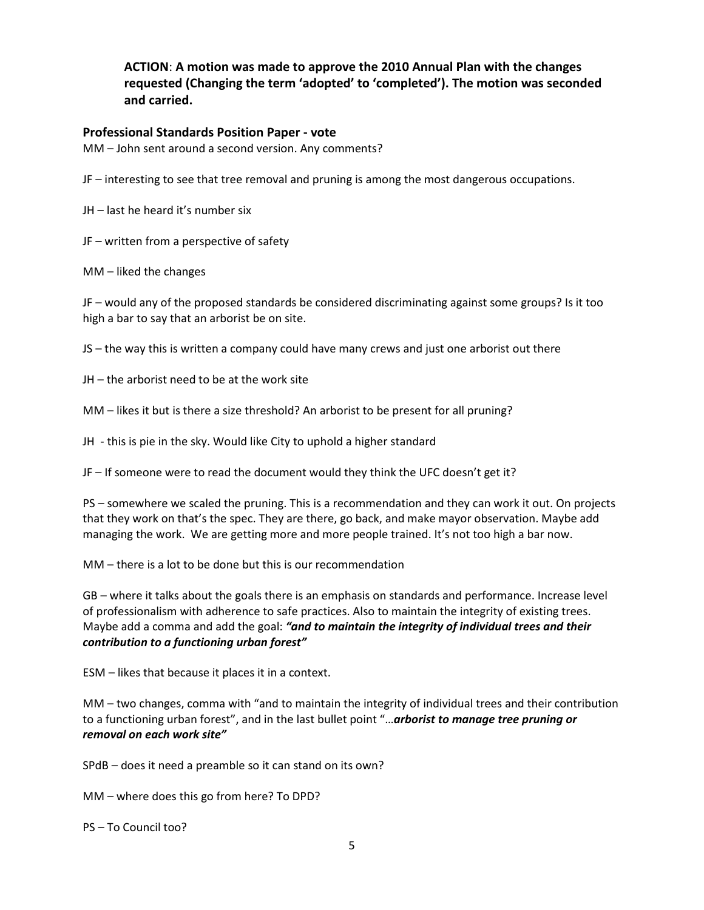**ACTION**: **A motion was made to approve the 2010 Annual Plan with the changes requested (Changing the term 'adopted' to 'completed'). The motion was seconded and carried.**

### Professional Standards Position Paper - vote

MM – John sent around a second version. Any comments?

JF – interesting to see that tree removal and pruning is among the most dangerous occupations.

JH – last he heard it's number six

JF – written from a perspective of safety

MM – liked the changes

JF – would any of the proposed standards be considered discriminating against some groups? Is it too high a bar to say that an arborist be on site.

JS – the way this is written a company could have many crews and just one arborist out there

JH – the arborist need to be at the work site

MM – likes it but is there a size threshold? An arborist to be present for all pruning?

JH - this is pie in the sky. Would like City to uphold a higher standard

JF – If someone were to read the document would they think the UFC doesn't get it?

PS – somewhere we scaled the pruning. This is a recommendation and they can work it out. On projects that they work on that's the spec. They are there, go back, and make mayor observation. Maybe add managing the work. We are getting more and more people trained. It's not too high a bar now.

MM – there is a lot to be done but this is our recommendation

GB – where it talks about the goals there is an emphasis on standards and performance. Increase level of professionalism with adherence to safe practices. Also to maintain the integrity of existing trees. Maybe add a comma and add the goal: ***"and to maintain the integrity of individual trees and their contribution to a functioning urban forest"***

ESM – likes that because it places it in a context.

MM – two changes, comma with "and to maintain the integrity of individual trees and their contribution to a functioning urban forest", and in the last bullet point "…***arborist to manage tree pruning or removal on each work site"***

SPdB – does it need a preamble so it can stand on its own?

MM – where does this go from here? To DPD?

PS – To Council too?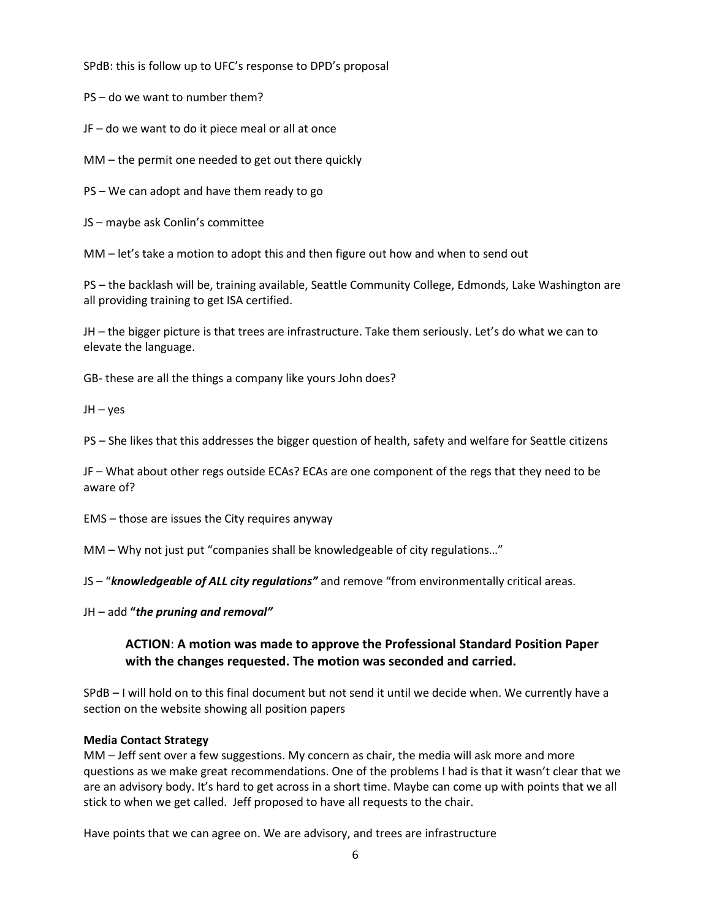SPdB: this is follow up to UFC's response to DPD's proposal

PS – do we want to number them?

JF – do we want to do it piece meal or all at once

MM – the permit one needed to get out there quickly

PS – We can adopt and have them ready to go

JS – maybe ask Conlin's committee

MM – let's take a motion to adopt this and then figure out how and when to send out

PS – the backlash will be, training available, Seattle Community College, Edmonds, Lake Washington are all providing training to get ISA certified.

JH – the bigger picture is that trees are infrastructure. Take them seriously. Let's do what we can to elevate the language.

GB- these are all the things a company like yours John does?

JH – yes

PS – She likes that this addresses the bigger question of health, safety and welfare for Seattle citizens

JF – What about other regs outside ECAs? ECAs are one component of the regs that they need to be aware of?

EMS – those are issues the City requires anyway

MM – Why not just put "companies shall be knowledgeable of city regulations…"

JS – "***knowledgeable of ALL city regulations"*** and remove "from environmentally critical areas.

JH – add **"*the pruning and removal"***

> **ACTION**: **A motion was made to approve the Professional Standard Position Paper with the changes requested. The motion was seconded and carried.**

SPdB – I will hold on to this final document but not send it until we decide when. We currently have a section on the website showing all position papers

**Media Contact Strategy**
MM – Jeff sent over a few suggestions. My concern as chair, the media will ask more and more questions as we make great recommendations. One of the problems I had is that it wasn't clear that we are an advisory body. It's hard to get across in a short time. Maybe can come up with points that we all stick to when we get called. Jeff proposed to have all requests to the chair.

Have points that we can agree on. We are advisory, and trees are infrastructure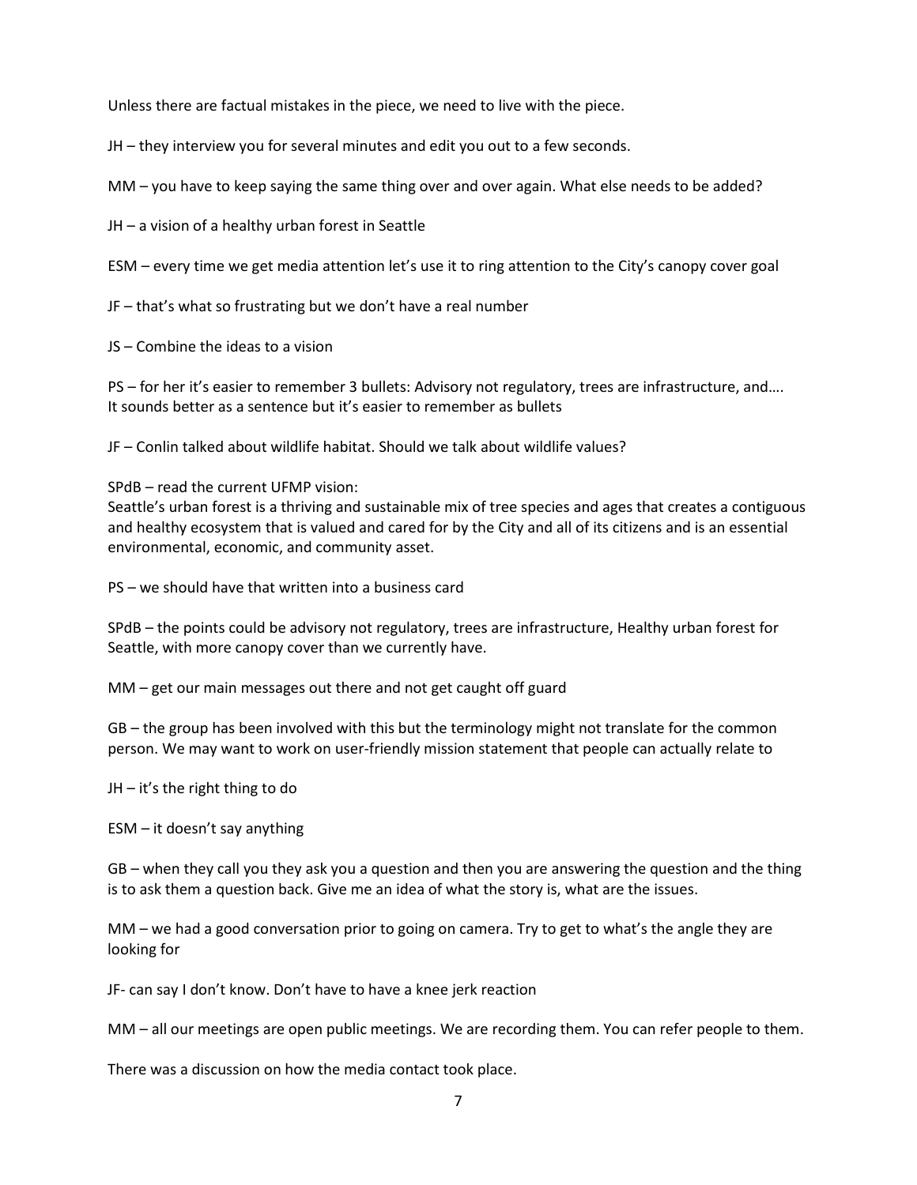Unless there are factual mistakes in the piece, we need to live with the piece.

JH – they interview you for several minutes and edit you out to a few seconds.

MM – you have to keep saying the same thing over and over again. What else needs to be added?

JH – a vision of a healthy urban forest in Seattle

ESM – every time we get media attention let's use it to ring attention to the City's canopy cover goal

JF – that's what so frustrating but we don't have a real number

JS – Combine the ideas to a vision

PS – for her it's easier to remember 3 bullets: Advisory not regulatory, trees are infrastructure, and…. It sounds better as a sentence but it's easier to remember as bullets

JF – Conlin talked about wildlife habitat. Should we talk about wildlife values?

SPdB – read the current UFMP vision:
Seattle's urban forest is a thriving and sustainable mix of tree species and ages that creates a contiguous and healthy ecosystem that is valued and cared for by the City and all of its citizens and is an essential environmental, economic, and community asset.

PS – we should have that written into a business card

SPdB – the points could be advisory not regulatory, trees are infrastructure, Healthy urban forest for Seattle, with more canopy cover than we currently have.

MM – get our main messages out there and not get caught off guard

GB – the group has been involved with this but the terminology might not translate for the common person. We may want to work on user-friendly mission statement that people can actually relate to

JH – it's the right thing to do

ESM – it doesn't say anything

GB – when they call you they ask you a question and then you are answering the question and the thing is to ask them a question back. Give me an idea of what the story is, what are the issues.

MM – we had a good conversation prior to going on camera. Try to get to what's the angle they are looking for

JF- can say I don't know. Don't have to have a knee jerk reaction

MM – all our meetings are open public meetings. We are recording them. You can refer people to them.

There was a discussion on how the media contact took place.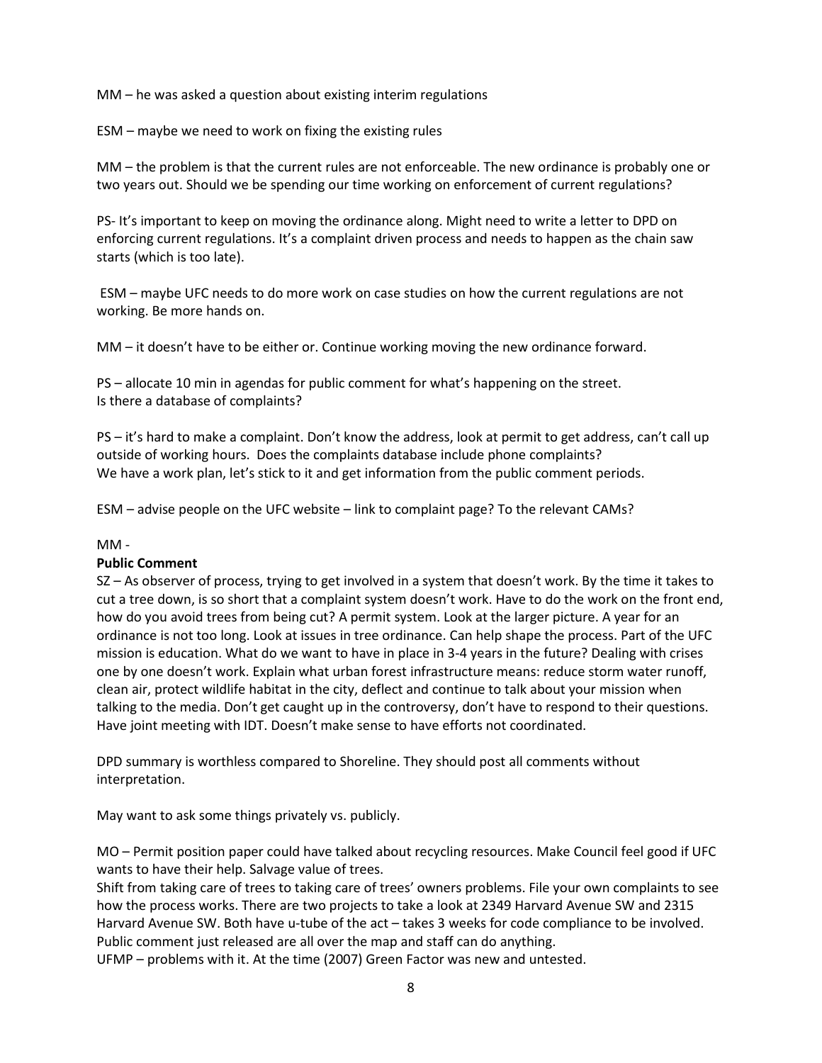MM – he was asked a question about existing interim regulations

ESM – maybe we need to work on fixing the existing rules

MM – the problem is that the current rules are not enforceable. The new ordinance is probably one or two years out. Should we be spending our time working on enforcement of current regulations?

PS- It's important to keep on moving the ordinance along. Might need to write a letter to DPD on enforcing current regulations. It's a complaint driven process and needs to happen as the chain saw starts (which is too late).

ESM – maybe UFC needs to do more work on case studies on how the current regulations are not working. Be more hands on.

MM – it doesn't have to be either or. Continue working moving the new ordinance forward.

PS – allocate 10 min in agendas for public comment for what's happening on the street.
Is there a database of complaints?

PS – it's hard to make a complaint. Don't know the address, look at permit to get address, can't call up outside of working hours. Does the complaints database include phone complaints?
We have a work plan, let's stick to it and get information from the public comment periods.

ESM – advise people on the UFC website – link to complaint page? To the relevant CAMs?

MM -

**Public Comment**

SZ – As observer of process, trying to get involved in a system that doesn't work. By the time it takes to cut a tree down, is so short that a complaint system doesn't work. Have to do the work on the front end, how do you avoid trees from being cut? A permit system. Look at the larger picture. A year for an ordinance is not too long. Look at issues in tree ordinance. Can help shape the process. Part of the UFC mission is education. What do we want to have in place in 3-4 years in the future? Dealing with crises one by one doesn't work. Explain what urban forest infrastructure means: reduce storm water runoff, clean air, protect wildlife habitat in the city, deflect and continue to talk about your mission when talking to the media. Don't get caught up in the controversy, don't have to respond to their questions. Have joint meeting with IDT. Doesn't make sense to have efforts not coordinated.

DPD summary is worthless compared to Shoreline. They should post all comments without interpretation.

May want to ask some things privately vs. publicly.

MO – Permit position paper could have talked about recycling resources. Make Council feel good if UFC wants to have their help. Salvage value of trees.
Shift from taking care of trees to taking care of trees' owners problems. File your own complaints to see how the process works. There are two projects to take a look at 2349 Harvard Avenue SW and 2315 Harvard Avenue SW. Both have u-tube of the act – takes 3 weeks for code compliance to be involved. Public comment just released are all over the map and staff can do anything.
UFMP – problems with it. At the time (2007) Green Factor was new and untested.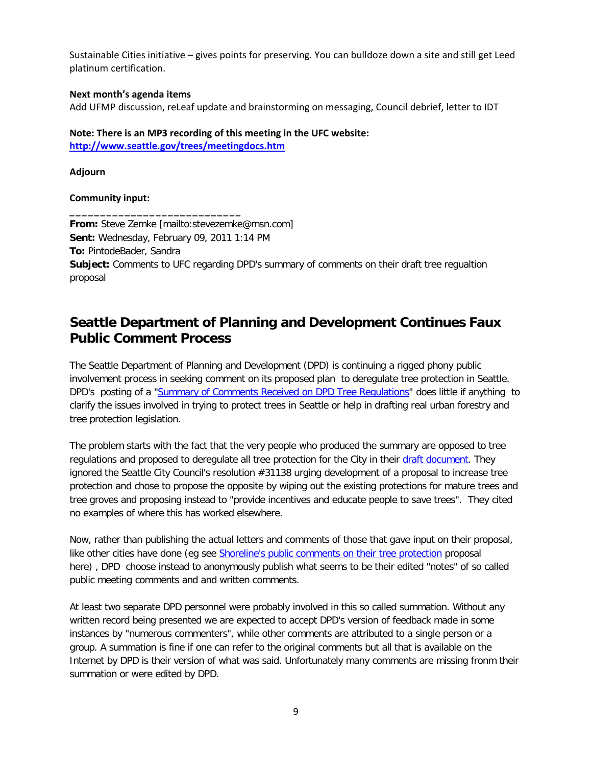Sustainable Cities initiative – gives points for preserving. You can bulldoze down a site and still get Leed platinum certification.

**Next month's agenda items**
Add UFMP discussion, reLeaf update and brainstorming on messaging, Council debrief, letter to IDT

**Note: There is an MP3 recording of this meeting in the UFC website:**
**http://www.seattle.gov/trees/meetingdocs.htm**

**Adjourn**

**Community input:**

____________________________
**From:** Steve Zemke [mailto:stevezemke@msn.com]
**Sent:** Wednesday, February 09, 2011 1:14 PM
**To:** PintodeBader, Sandra
**Subject:** Comments to UFC regarding DPD's summary of comments on their draft tree regualtion proposal

## Seattle Department of Planning and Development Continues Faux Public Comment Process

The Seattle Department of Planning and Development (DPD) is continuing a rigged phony public involvement process in seeking comment on its proposed plan to deregulate tree protection in Seattle. DPD's posting of a "Summary of Comments Received on DPD Tree Regulations" does little if anything to clarify the issues involved in trying to protect trees in Seattle or help in drafting real urban forestry and tree protection legislation.

The problem starts with the fact that the very people who produced the summary are opposed to tree regulations and proposed to deregulate all tree protection for the City in their draft document. They ignored the Seattle City Council's resolution #31138 urging development of a proposal to increase tree protection and chose to propose the opposite by wiping out the existing protections for mature trees and tree groves and proposing instead to "provide incentives and educate people to save trees". They cited no examples of where this has worked elsewhere.

Now, rather than publishing the actual letters and comments of those that gave input on their proposal, like other cities have done (eg see Shoreline's public comments on their tree protection proposal here) , DPD choose instead to anonymously publish what seems to be their edited "notes" of so called public meeting comments and and written comments.

At least two separate DPD personnel were probably involved in this so called summation. Without any written record being presented we are expected to accept DPD's version of feedback made in some instances by "numerous commenters", while other comments are attributed to a single person or a group. A summation is fine if one can refer to the original comments but all that is available on the Internet by DPD is their version of what was said. Unfortunately many comments are missing fronm their summation or were edited by DPD.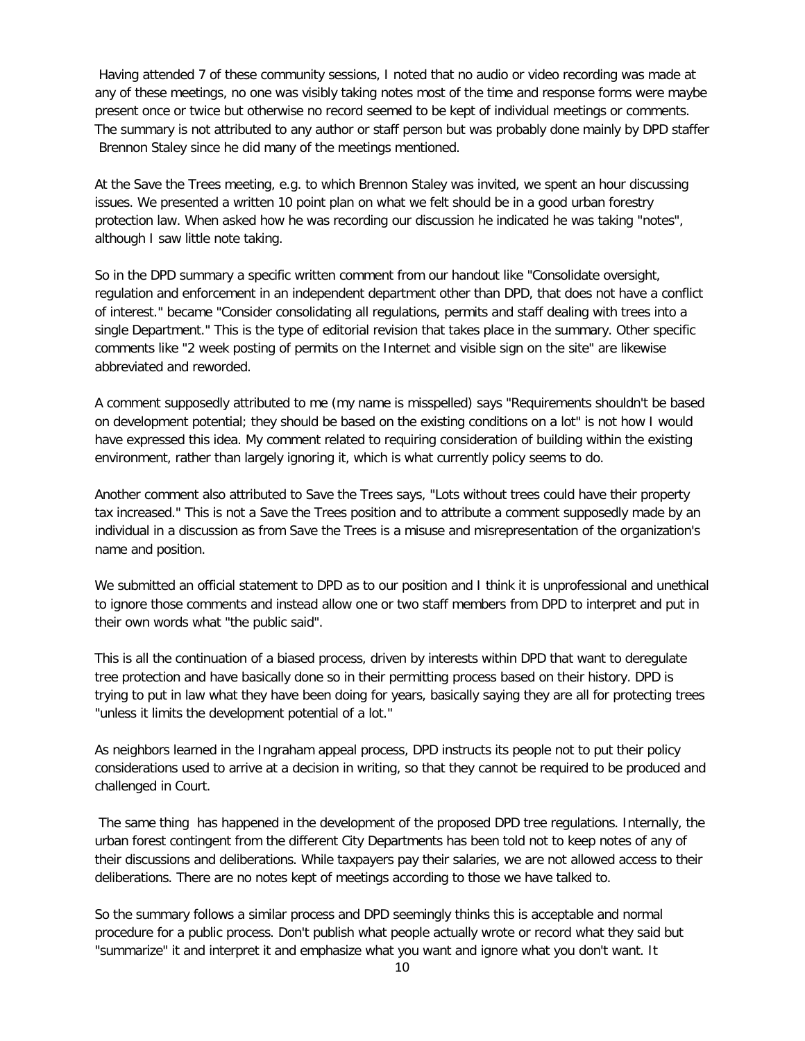Having attended 7 of these community sessions, I noted that no audio or video recording was made at any of these meetings, no one was visibly taking notes most of the time and response forms were maybe present once or twice but otherwise no record seemed to be kept of individual meetings or comments. The summary is not attributed to any author or staff person but was probably done mainly by DPD staffer Brennon Staley since he did many of the meetings mentioned.

At the Save the Trees meeting, e.g. to which Brennon Staley was invited, we spent an hour discussing issues. We presented a written 10 point plan on what we felt should be in a good urban forestry protection law. When asked how he was recording our discussion he indicated he was taking "notes", although I saw little note taking.

So in the DPD summary a specific written comment from our handout like "Consolidate oversight, regulation and enforcement in an independent department other than DPD, that does not have a conflict of interest." became "Consider consolidating all regulations, permits and staff dealing with trees into a single Department." This is the type of editorial revision that takes place in the summary. Other specific comments like "2 week posting of permits on the Internet and visible sign on the site" are likewise abbreviated and reworded.

A comment supposedly attributed to me (my name is misspelled) says "Requirements shouldn't be based on development potential; they should be based on the existing conditions on a lot" is not how I would have expressed this idea. My comment related to requiring consideration of building within the existing environment, rather than largely ignoring it, which is what currently policy seems to do.

Another comment also attributed to Save the Trees says, "Lots without trees could have their property tax increased." This is not a Save the Trees position and to attribute a comment supposedly made by an individual in a discussion as from Save the Trees is a misuse and misrepresentation of the organization's name and position.

We submitted an official statement to DPD as to our position and I think it is unprofessional and unethical to ignore those comments and instead allow one or two staff members from DPD to interpret and put in their own words what "the public said".

This is all the continuation of a biased process, driven by interests within DPD that want to deregulate tree protection and have basically done so in their permitting process based on their history. DPD is trying to put in law what they have been doing for years, basically saying they are all for protecting trees "unless it limits the development potential of a lot."

As neighbors learned in the Ingraham appeal process, DPD instructs its people not to put their policy considerations used to arrive at a decision in writing, so that they cannot be required to be produced and challenged in Court.

The same thing has happened in the development of the proposed DPD tree regulations. Internally, the urban forest contingent from the different City Departments has been told not to keep notes of any of their discussions and deliberations. While taxpayers pay their salaries, we are not allowed access to their deliberations. There are no notes kept of meetings according to those we have talked to.

So the summary follows a similar process and DPD seemingly thinks this is acceptable and normal procedure for a public process. Don't publish what people actually wrote or record what they said but "summarize" it and interpret it and emphasize what you want and ignore what you don't want. It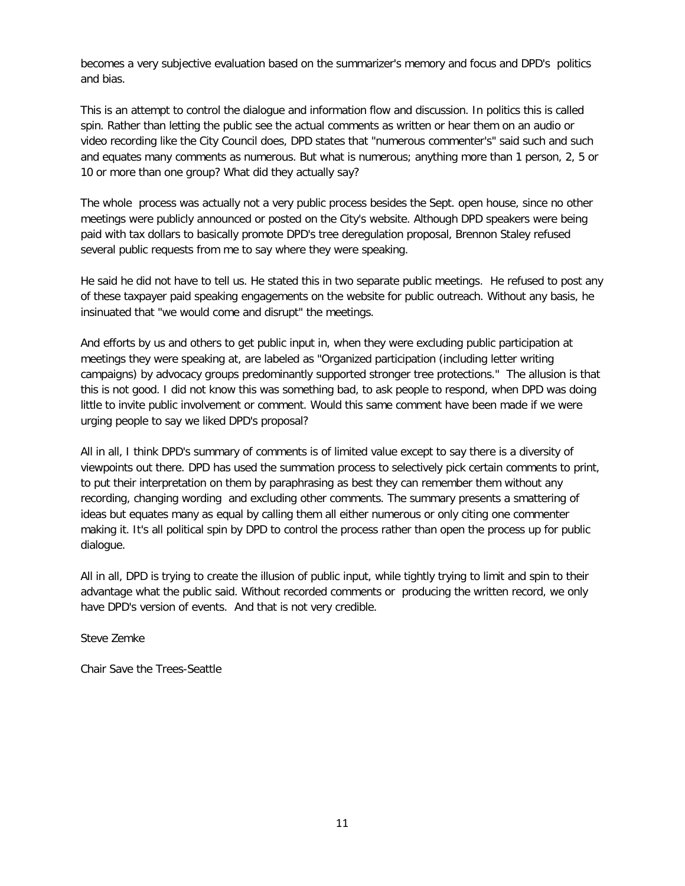becomes a very subjective evaluation based on the summarizer's memory and focus and DPD's politics and bias.

This is an attempt to control the dialogue and information flow and discussion. In politics this is called spin. Rather than letting the public see the actual comments as written or hear them on an audio or video recording like the City Council does, DPD states that "numerous commenter's" said such and such and equates many comments as numerous. But what is numerous; anything more than 1 person, 2, 5 or 10 or more than one group? What did they actually say?

The whole process was actually not a very public process besides the Sept. open house, since no other meetings were publicly announced or posted on the City's website. Although DPD speakers were being paid with tax dollars to basically promote DPD's tree deregulation proposal, Brennon Staley refused several public requests from me to say where they were speaking.

He said he did not have to tell us. He stated this in two separate public meetings. He refused to post any of these taxpayer paid speaking engagements on the website for public outreach. Without any basis, he insinuated that "we would come and disrupt" the meetings.

And efforts by us and others to get public input in, when they were excluding public participation at meetings they were speaking at, are labeled as "Organized participation (including letter writing campaigns) by advocacy groups predominantly supported stronger tree protections." The allusion is that this is not good. I did not know this was something bad, to ask people to respond, when DPD was doing little to invite public involvement or comment. Would this same comment have been made if we were urging people to say we liked DPD's proposal?

All in all, I think DPD's summary of comments is of limited value except to say there is a diversity of viewpoints out there. DPD has used the summation process to selectively pick certain comments to print, to put their interpretation on them by paraphrasing as best they can remember them without any recording, changing wording and excluding other comments. The summary presents a smattering of ideas but equates many as equal by calling them all either numerous or only citing one commenter making it. It's all political spin by DPD to control the process rather than open the process up for public dialogue.

All in all, DPD is trying to create the illusion of public input, while tightly trying to limit and spin to their advantage what the public said. Without recorded comments or producing the written record, we only have DPD's version of events. And that is not very credible.

Steve Zemke

Chair Save the Trees-Seattle